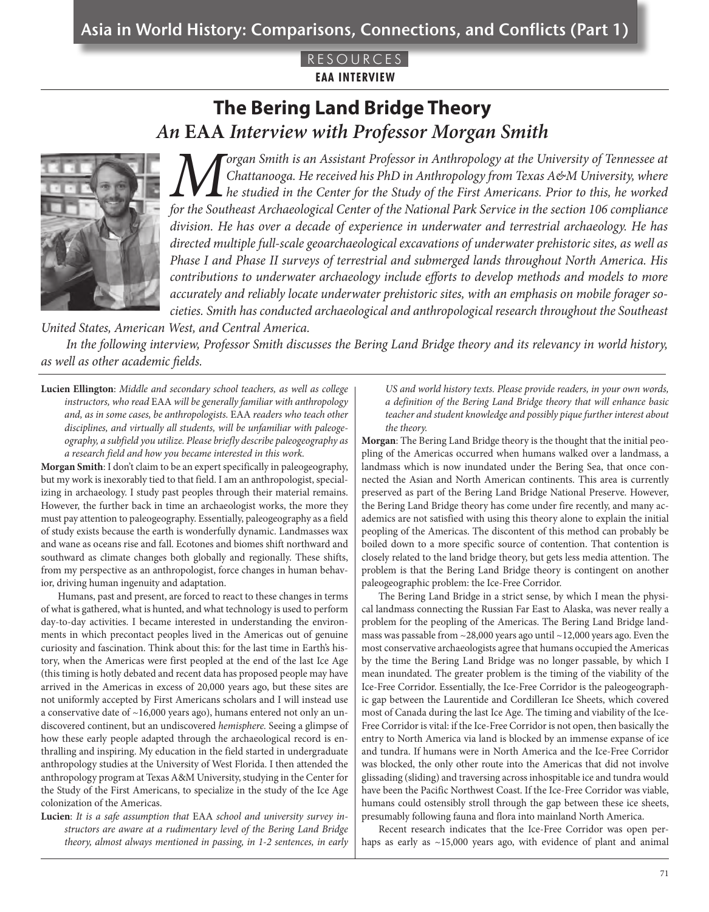RESOURCES

**EAA INTERVIEW**

# The Bering Land Bridge Theory

## *An* EAA *Interview with Professor Morgan Smith*

*Morgan Smith is an Assistant Professor in Anthropology at the University of Tennessee at Chattanooga. He received his PhD in Anthropology from Texas A&M University, where he studied in the Center for the Study of the First Americans. Prior to this, he worked for the Southeast Archaeological Center of the National Park Service in the section 106 compliance division. He has over a decade of experience in underwater and terrestrial archaeology. He has directed multiple full-scale geoarchaeological excavations of underwater prehistoric sites, as well as Phase I and Phase II surveys of terrestrial and submerged lands throughout North America. His contributions to underwater archaeology include efforts to develop methods and models to more accurately and reliably locate underwater prehistoric sites, with an emphasis on mobile forager societies. Smith has conducted archaeological and anthropological research throughout the Southeast United States, American West, and Central America.*

*In the following interview, Professor Smith discusses the Bering Land Bridge theory and its relevancy in world history, as well as other academic fields.*

**Lucien Ellington**: *Middle and secondary school teachers, as well as college instructors, who read* EAA *will be generally familiar with anthropology and, as in some cases, be anthropologists.* EAA *readers who teach other disciplines, and virtually all students, will be unfamiliar with paleogeography, a subfield you utilize. Please briefly describe paleogeography as a research field and how you became interested in this work.*

**Morgan Smith**: I don't claim to be an expert specifically in paleogeography, but my work is inexorably tied to that field. I am an anthropologist, specializing in archaeology. I study past peoples through their material remains. However, the further back in time an archaeologist works, the more they must pay attention to paleogeography. Essentially, paleogeography as a field of study exists because the earth is wonderfully dynamic. Landmasses wax and wane as oceans rise and fall. Ecotones and biomes shift northward and southward as climate changes both globally and regionally. These shifts, from my perspective as an anthropologist, force changes in human behavior, driving human ingenuity and adaptation.

Humans, past and present, are forced to react to these changes in terms of what is gathered, what is hunted, and what technology is used to perform day-to-day activities. I became interested in understanding the environments in which precontact peoples lived in the Americas out of genuine curiosity and fascination. Think about this: for the last time in Earth's history, when the Americas were first peopled at the end of the last Ice Age (this timing is hotly debated and recent data has proposed people may have arrived in the Americas in excess of 20,000 years ago, but these sites are not uniformly accepted by First Americans scholars and I will instead use a conservative date of ~16,000 years ago), humans entered not only an undiscovered continent, but an undiscovered *hemisphere.* Seeing a glimpse of how these early people adapted through the archaeological record is enthralling and inspiring. My education in the field started in undergraduate anthropology studies at the University of West Florida. I then attended the anthropology program at Texas A&M University, studying in the Center for the Study of the First Americans, to specialize in the study of the Ice Age colonization of the Americas.

**Lucien**: *It is a safe assumption that* EAA *school and university survey instructors are aware at a rudimentary level of the Bering Land Bridge theory, almost always mentioned in passing, in 1-2 sentences, in early US and world history texts. Please provide readers, in your own words, a definition of the Bering Land Bridge theory that will enhance basic teacher and student knowledge and possibly pique further interest about the theory.*

**Morgan**: The Bering Land Bridge theory is the thought that the initial peopling of the Americas occurred when humans walked over a landmass, a landmass which is now inundated under the Bering Sea, that once connected the Asian and North American continents. This area is currently preserved as part of the Bering Land Bridge National Preserve. However, the Bering Land Bridge theory has come under fire recently, and many academics are not satisfied with using this theory alone to explain the initial peopling of the Americas. The discontent of this method can probably be boiled down to a more specific source of contention. That contention is closely related to the land bridge theory, but gets less media attention. The problem is that the Bering Land Bridge theory is contingent on another paleogeographic problem: the Ice-Free Corridor.

The Bering Land Bridge in a strict sense, by which I mean the physical landmass connecting the Russian Far East to Alaska, was never really a problem for the peopling of the Americas. The Bering Land Bridge landmass was passable from ~28,000 years ago until ~12,000 years ago. Even the most conservative archaeologists agree that humans occupied the Americas by the time the Bering Land Bridge was no longer passable, by which I mean inundated. The greater problem is the timing of the viability of the Ice-Free Corridor. Essentially, the Ice-Free Corridor is the paleogeographic gap between the Laurentide and Cordilleran Ice Sheets, which covered most of Canada during the last Ice Age. The timing and viability of the Ice-Free Corridor is vital: if the Ice-Free Corridor is not open, then basically the entry to North America via land is blocked by an immense expanse of ice and tundra. If humans were in North America and the Ice-Free Corridor was blocked, the only other route into the Americas that did not involve glissading (sliding) and traversing across inhospitable ice and tundra would have been the Pacific Northwest Coast. If the Ice-Free Corridor was viable, humans could ostensibly stroll through the gap between these ice sheets, presumably following fauna and flora into mainland North America.

Recent research indicates that the Ice-Free Corridor was open perhaps as early as ~15,000 years ago, with evidence of plant and animal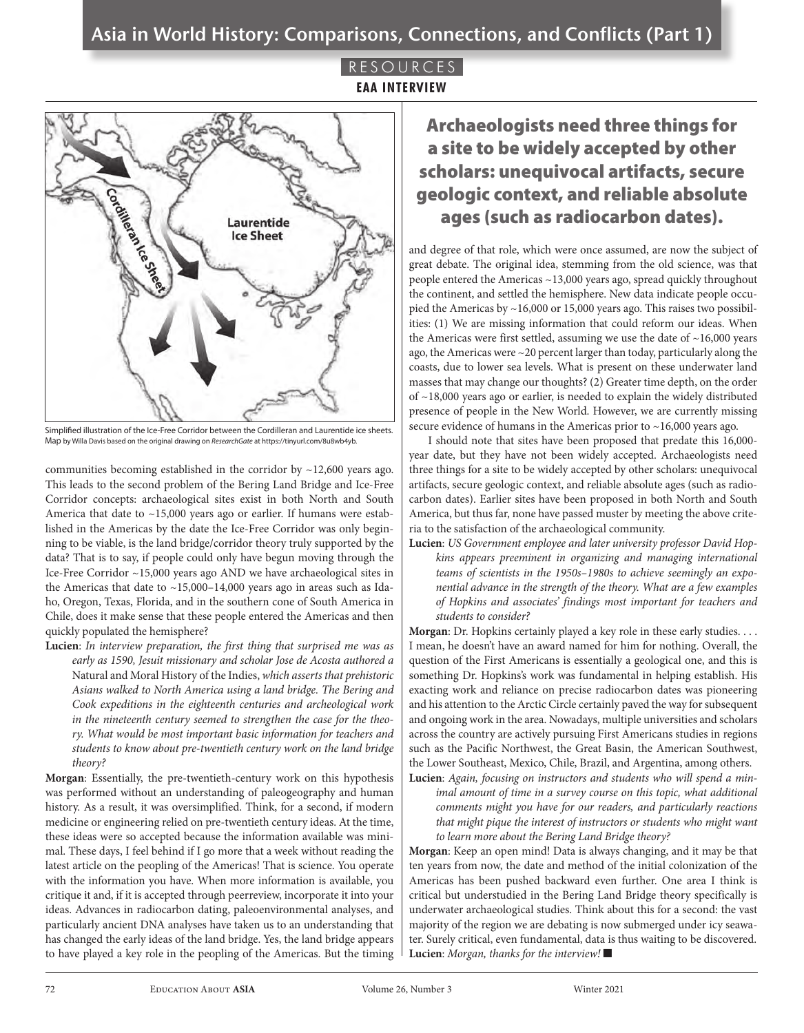Simplified illustration of the Ice-Free Corridor between the Cordilleran and Laurentide ice sheets. Map by Willa Davis based on the original drawing on *ResearchGate* at https://tinyurl.com/8u8wb4yb.

communities becoming established in the corridor by ~12,600 years ago. This leads to the second problem of the Bering Land Bridge and Ice-Free Corridor concepts: archaeological sites exist in both North and South America that date to ~15,000 years ago or earlier. If humans were established in the Americas by the date the Ice-Free Corridor was only beginning to be viable, is the land bridge/corridor theory truly supported by the data? That is to say, if people could only have begun moving through the Ice-Free Corridor ~15,000 years ago AND we have archaeological sites in the Americas that date to ~15,000–14,000 years ago in areas such as Idaho, Oregon, Texas, Florida, and in the southern cone of South America in Chile, does it make sense that these people entered the Americas and then quickly populated the hemisphere?

**Lucien**: *In interview preparation, the first thing that surprised me was as early as 1590, Jesuit missionary and scholar Jose de Acosta authored a* Natural and Moral History of the Indies, *which asserts that prehistoric Asians walked to North America using a land bridge. The Bering and Cook expeditions in the eighteenth centuries and archeological work in the nineteenth century seemed to strengthen the case for the theory. What would be most important basic information for teachers and students to know about pre-twentieth century work on the land bridge theory?*

**Morgan**: Essentially, the pre-twentieth-century work on this hypothesis was performed without an understanding of paleogeography and human history. As a result, it was oversimplified. Think, for a second, if modern medicine or engineering relied on pre-twentieth century ideas. At the time, these ideas were so accepted because the information available was minimal. These days, I feel behind if I go more that a week without reading the latest article on the peopling of the Americas! That is science. You operate with the information you have. When more information is available, you critique it and, if it is accepted through peerreview, incorporate it into your ideas. Advances in radiocarbon dating, paleoenvironmental analyses, and particularly ancient DNA analyses have taken us to an understanding that has changed the early ideas of the land bridge. Yes, the land bridge appears to have played a key role in the peopling of the Americas. But the timing and degree of that role, which were once assumed, are now the subject of great debate. The original idea, stemming from the old science, was that people entered the Americas ~13,000 years ago, spread quickly throughout the continent, and settled the hemisphere. New data indicate people occupied the Americas by ~16,000 or 15,000 years ago. This raises two possibilities: (1) We are missing information that could reform our ideas. When the Americas were first settled, assuming we use the date of ~16,000 years ago, the Americas were ~20 percent larger than today, particularly along the coasts, due to lower sea levels. What is present on these underwater land masses that may change our thoughts? (2) Greater time depth, on the order of ~18,000 years ago or earlier, is needed to explain the widely distributed presence of people in the New World. However, we are currently missing secure evidence of humans in the Americas prior to ~16,000 years ago.

## Archaeologists need three things for a site to be widely accepted by other scholars: unequivocal artifacts, secure geologic context, and reliable absolute ages (such as radiocarbon dates).

I should note that sites have been proposed that predate this 16,000-year date, but they have not been widely accepted. Archaeologists need three things for a site to be widely accepted by other scholars: unequivocal artifacts, secure geologic context, and reliable absolute ages (such as radiocarbon dates). Earlier sites have been proposed in both North and South America, but thus far, none have passed muster by meeting the above criteria to the satisfaction of the archaeological community.

**Lucien**: *US Government employee and later university professor David Hopkins appears preeminent in organizing and managing international teams of scientists in the 1950s–1980s to achieve seemingly an exponential advance in the strength of the theory. What are a few examples of Hopkins and associates' findings most important for teachers and students to consider?*

**Morgan**: Dr. Hopkins certainly played a key role in these early studies. . . . I mean, he doesn't have an award named for him for nothing. Overall, the question of the First Americans is essentially a geological one, and this is something Dr. Hopkins's work was fundamental in helping establish. His exacting work and reliance on precise radiocarbon dates was pioneering and his attention to the Arctic Circle certainly paved the way for subsequent and ongoing work in the area. Nowadays, multiple universities and scholars across the country are actively pursuing First Americans studies in regions such as the Pacific Northwest, the Great Basin, the American Southwest, the Lower Southeast, Mexico, Chile, Brazil, and Argentina, among others.

**Lucien**: *Again, focusing on instructors and students who will spend a minimal amount of time in a survey course on this topic, what additional comments might you have for our readers, and particularly reactions that might pique the interest of instructors or students who might want to learn more about the Bering Land Bridge theory?*

**Morgan**: Keep an open mind! Data is always changing, and it may be that ten years from now, the date and method of the initial colonization of the Americas has been pushed backward even further. One area I think is critical but understudied in the Bering Land Bridge theory specifically is underwater archaeological studies. Think about this for a second: the vast majority of the region we are debating is now submerged under icy seawater. Surely critical, even fundamental, data is thus waiting to be discovered.

**Lucien**: *Morgan, thanks for the interview!* ■